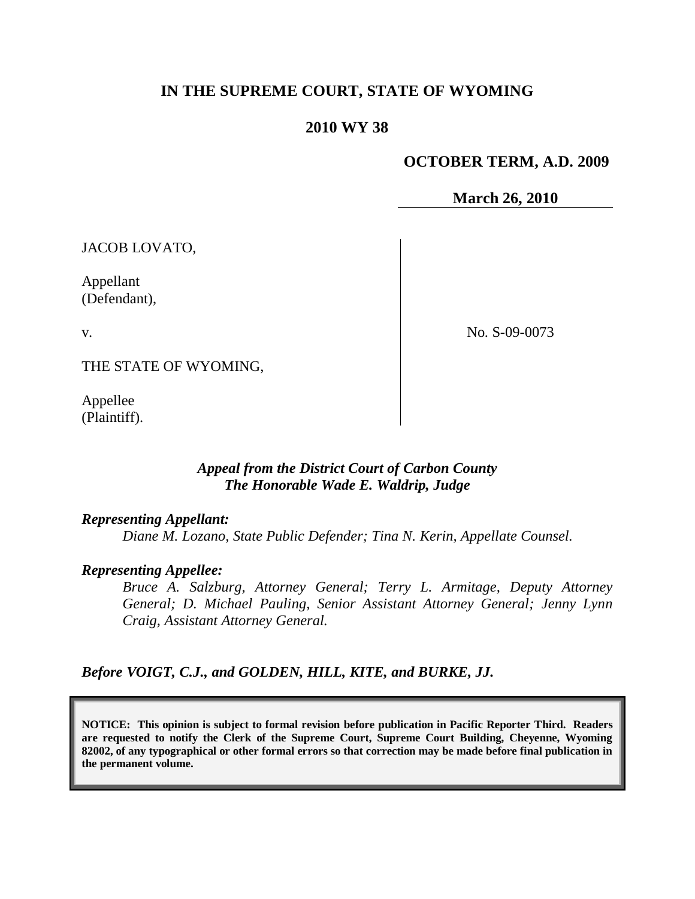# IN THE SUPREME COURT, STATE OF WYOMING

## 2010 WY 38

**OCTOBER TERM, A.D. 2009**

**March 26, 2010**

| | |
|---|---|
| JACOB LOVATO,<br><br>Appellant<br>(Defendant),<br><br>v.<br><br>THE STATE OF WYOMING,<br><br>Appellee<br>(Plaintiff). | No. S-09-0073 |

***Appeal from the District Court of Carbon County***
***The Honorable Wade E. Waldrip, Judge***

***Representing Appellant:***

*Diane M. Lozano, State Public Defender; Tina N. Kerin, Appellate Counsel.*

***Representing Appellee:***

*Bruce A. Salzburg, Attorney General; Terry L. Armitage, Deputy Attorney General; D. Michael Pauling, Senior Assistant Attorney General; Jenny Lynn Craig, Assistant Attorney General.*

***Before VOIGT, C.J., and GOLDEN, HILL, KITE, and BURKE, JJ.***

**NOTICE: This opinion is subject to formal revision before publication in Pacific Reporter Third. Readers are requested to notify the Clerk of the Supreme Court, Supreme Court Building, Cheyenne, Wyoming 82002, of any typographical or other formal errors so that correction may be made before final publication in the permanent volume.**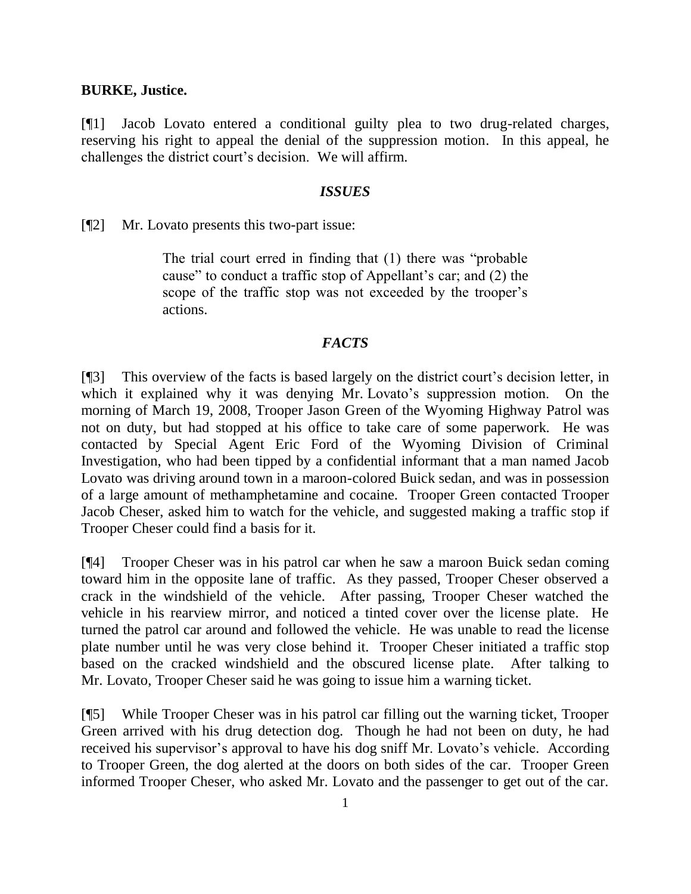**BURKE, Justice.**

[¶1] Jacob Lovato entered a conditional guilty plea to two drug-related charges, reserving his right to appeal the denial of the suppression motion. In this appeal, he challenges the district court's decision. We will affirm.

### *ISSUES*

[¶2] Mr. Lovato presents this two-part issue:

> The trial court erred in finding that (1) there was "probable cause" to conduct a traffic stop of Appellant's car; and (2) the scope of the traffic stop was not exceeded by the trooper's actions.

### *FACTS*

[¶3] This overview of the facts is based largely on the district court's decision letter, in which it explained why it was denying Mr. Lovato's suppression motion. On the morning of March 19, 2008, Trooper Jason Green of the Wyoming Highway Patrol was not on duty, but had stopped at his office to take care of some paperwork. He was contacted by Special Agent Eric Ford of the Wyoming Division of Criminal Investigation, who had been tipped by a confidential informant that a man named Jacob Lovato was driving around town in a maroon-colored Buick sedan, and was in possession of a large amount of methamphetamine and cocaine. Trooper Green contacted Trooper Jacob Cheser, asked him to watch for the vehicle, and suggested making a traffic stop if Trooper Cheser could find a basis for it.

[¶4] Trooper Cheser was in his patrol car when he saw a maroon Buick sedan coming toward him in the opposite lane of traffic. As they passed, Trooper Cheser observed a crack in the windshield of the vehicle. After passing, Trooper Cheser watched the vehicle in his rearview mirror, and noticed a tinted cover over the license plate. He turned the patrol car around and followed the vehicle. He was unable to read the license plate number until he was very close behind it. Trooper Cheser initiated a traffic stop based on the cracked windshield and the obscured license plate. After talking to Mr. Lovato, Trooper Cheser said he was going to issue him a warning ticket.

[¶5] While Trooper Cheser was in his patrol car filling out the warning ticket, Trooper Green arrived with his drug detection dog. Though he had not been on duty, he had received his supervisor's approval to have his dog sniff Mr. Lovato's vehicle. According to Trooper Green, the dog alerted at the doors on both sides of the car. Trooper Green informed Trooper Cheser, who asked Mr. Lovato and the passenger to get out of the car.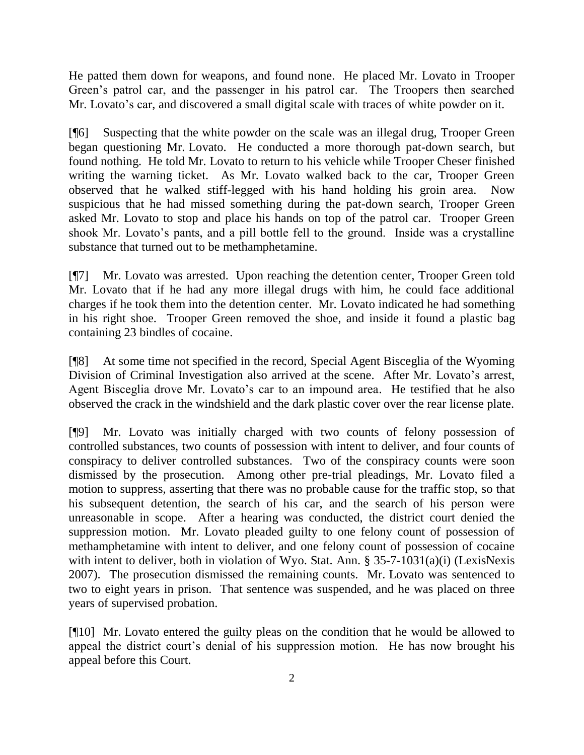He patted them down for weapons, and found none. He placed Mr. Lovato in Trooper Green's patrol car, and the passenger in his patrol car. The Troopers then searched Mr. Lovato's car, and discovered a small digital scale with traces of white powder on it.

[¶6] Suspecting that the white powder on the scale was an illegal drug, Trooper Green began questioning Mr. Lovato. He conducted a more thorough pat-down search, but found nothing. He told Mr. Lovato to return to his vehicle while Trooper Cheser finished writing the warning ticket. As Mr. Lovato walked back to the car, Trooper Green observed that he walked stiff-legged with his hand holding his groin area. Now suspicious that he had missed something during the pat-down search, Trooper Green asked Mr. Lovato to stop and place his hands on top of the patrol car. Trooper Green shook Mr. Lovato's pants, and a pill bottle fell to the ground. Inside was a crystalline substance that turned out to be methamphetamine.

[¶7] Mr. Lovato was arrested. Upon reaching the detention center, Trooper Green told Mr. Lovato that if he had any more illegal drugs with him, he could face additional charges if he took them into the detention center. Mr. Lovato indicated he had something in his right shoe. Trooper Green removed the shoe, and inside it found a plastic bag containing 23 bindles of cocaine.

[¶8] At some time not specified in the record, Special Agent Bisceglia of the Wyoming Division of Criminal Investigation also arrived at the scene. After Mr. Lovato's arrest, Agent Bisceglia drove Mr. Lovato's car to an impound area. He testified that he also observed the crack in the windshield and the dark plastic cover over the rear license plate.

[¶9] Mr. Lovato was initially charged with two counts of felony possession of controlled substances, two counts of possession with intent to deliver, and four counts of conspiracy to deliver controlled substances. Two of the conspiracy counts were soon dismissed by the prosecution. Among other pre-trial pleadings, Mr. Lovato filed a motion to suppress, asserting that there was no probable cause for the traffic stop, so that his subsequent detention, the search of his car, and the search of his person were unreasonable in scope. After a hearing was conducted, the district court denied the suppression motion. Mr. Lovato pleaded guilty to one felony count of possession of methamphetamine with intent to deliver, and one felony count of possession of cocaine with intent to deliver, both in violation of Wyo. Stat. Ann. § 35-7-1031(a)(i) (LexisNexis 2007). The prosecution dismissed the remaining counts. Mr. Lovato was sentenced to two to eight years in prison. That sentence was suspended, and he was placed on three years of supervised probation.

[¶10] Mr. Lovato entered the guilty pleas on the condition that he would be allowed to appeal the district court's denial of his suppression motion. He has now brought his appeal before this Court.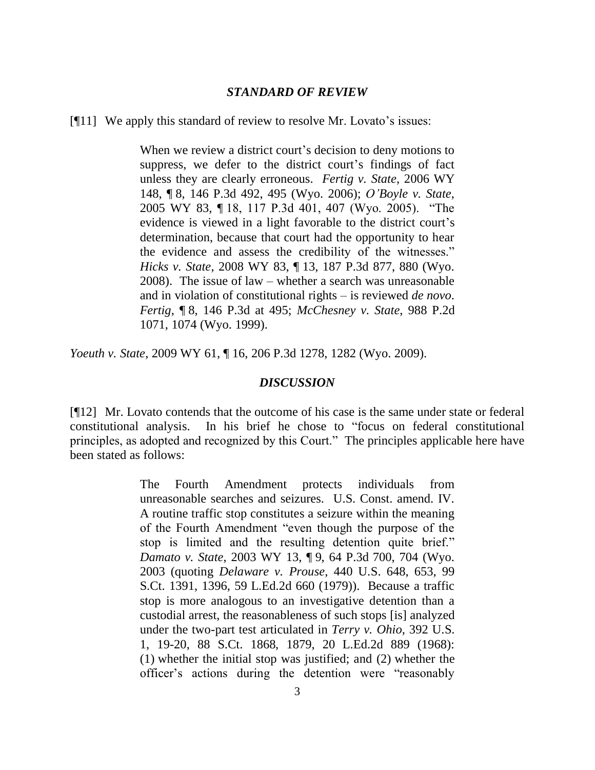### *STANDARD OF REVIEW*

[¶11] We apply this standard of review to resolve Mr. Lovato's issues:

> When we review a district court's decision to deny motions to suppress, we defer to the district court's findings of fact unless they are clearly erroneous. *Fertig v. State*, 2006 WY 148, ¶ 8, 146 P.3d 492, 495 (Wyo. 2006); *O'Boyle v. State*, 2005 WY 83, ¶ 18, 117 P.3d 401, 407 (Wyo. 2005). "The evidence is viewed in a light favorable to the district court's determination, because that court had the opportunity to hear the evidence and assess the credibility of the witnesses." *Hicks v. State*, 2008 WY 83, ¶ 13, 187 P.3d 877, 880 (Wyo. 2008). The issue of law – whether a search was unreasonable and in violation of constitutional rights – is reviewed *de novo*. *Fertig*, ¶ 8, 146 P.3d at 495; *McChesney v. State*, 988 P.2d 1071, 1074 (Wyo. 1999).

*Yoeuth v. State*, 2009 WY 61, ¶ 16, 206 P.3d 1278, 1282 (Wyo. 2009).

### *DISCUSSION*

[¶12] Mr. Lovato contends that the outcome of his case is the same under state or federal constitutional analysis. In his brief he chose to "focus on federal constitutional principles, as adopted and recognized by this Court." The principles applicable here have been stated as follows:

> The Fourth Amendment protects individuals from unreasonable searches and seizures. U.S. Const. amend. IV. A routine traffic stop constitutes a seizure within the meaning of the Fourth Amendment "even though the purpose of the stop is limited and the resulting detention quite brief." *Damato v. State*, 2003 WY 13, ¶ 9, 64 P.3d 700, 704 (Wyo. 2003 (quoting *Delaware v. Prouse*, 440 U.S. 648, 653, 99 S.Ct. 1391, 1396, 59 L.Ed.2d 660 (1979)). Because a traffic stop is more analogous to an investigative detention than a custodial arrest, the reasonableness of such stops [is] analyzed under the two-part test articulated in *Terry v. Ohio*, 392 U.S. 1, 19-20, 88 S.Ct. 1868, 1879, 20 L.Ed.2d 889 (1968): (1) whether the initial stop was justified; and (2) whether the officer's actions during the detention were "reasonably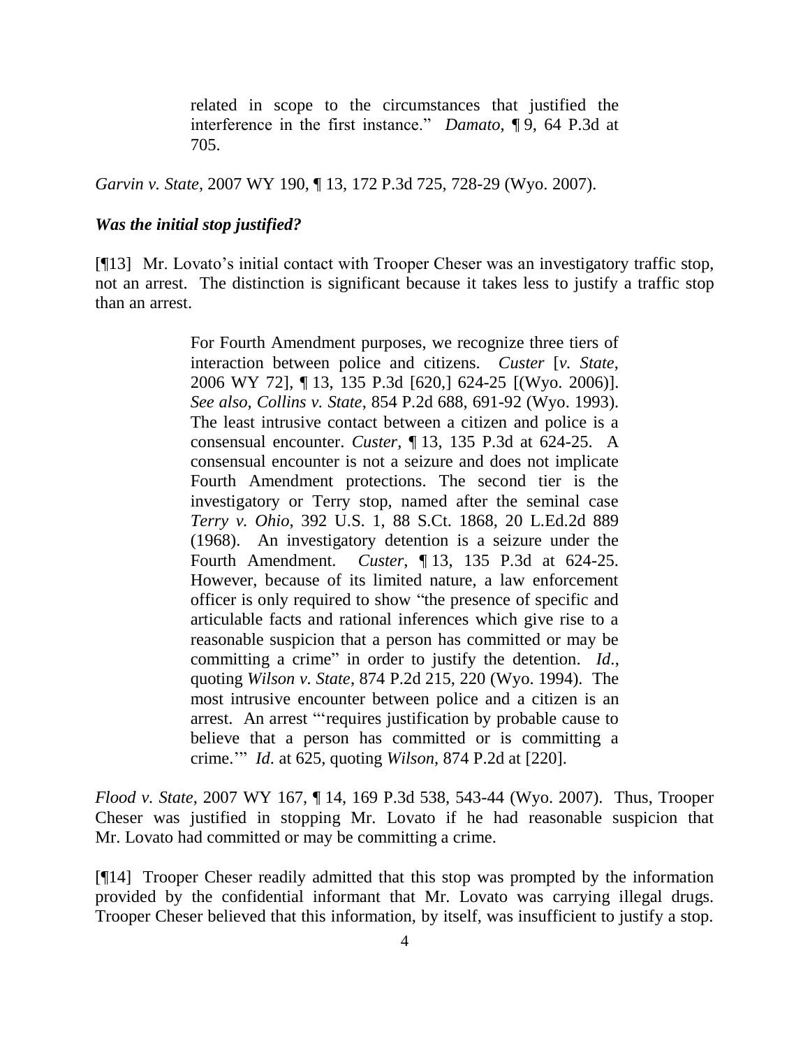> related in scope to the circumstances that justified the interference in the first instance." *Damato*, ¶ 9, 64 P.3d at 705.

*Garvin v. State*, 2007 WY 190, ¶ 13, 172 P.3d 725, 728-29 (Wyo. 2007).

### *Was the initial stop justified?*

[¶13] Mr. Lovato's initial contact with Trooper Cheser was an investigatory traffic stop, not an arrest. The distinction is significant because it takes less to justify a traffic stop than an arrest.

> For Fourth Amendment purposes, we recognize three tiers of interaction between police and citizens. *Custer* [*v. State*, 2006 WY 72], ¶ 13, 135 P.3d [620,] 624-25 [(Wyo. 2006)]. *See also*, *Collins v. State*, 854 P.2d 688, 691-92 (Wyo. 1993). The least intrusive contact between a citizen and police is a consensual encounter. *Custer*, ¶ 13, 135 P.3d at 624-25. A consensual encounter is not a seizure and does not implicate Fourth Amendment protections. The second tier is the investigatory or Terry stop, named after the seminal case *Terry v. Ohio*, 392 U.S. 1, 88 S.Ct. 1868, 20 L.Ed.2d 889 (1968). An investigatory detention is a seizure under the Fourth Amendment. *Custer*, ¶ 13, 135 P.3d at 624-25. However, because of its limited nature, a law enforcement officer is only required to show "the presence of specific and articulable facts and rational inferences which give rise to a reasonable suspicion that a person has committed or may be committing a crime" in order to justify the detention. *Id.*, quoting *Wilson v. State*, 874 P.2d 215, 220 (Wyo. 1994). The most intrusive encounter between police and a citizen is an arrest. An arrest "'requires justification by probable cause to believe that a person has committed or is committing a crime.'" *Id*. at 625, quoting *Wilson*, 874 P.2d at [220].

*Flood v. State*, 2007 WY 167, ¶ 14, 169 P.3d 538, 543-44 (Wyo. 2007). Thus, Trooper Cheser was justified in stopping Mr. Lovato if he had reasonable suspicion that Mr. Lovato had committed or may be committing a crime.

[¶14] Trooper Cheser readily admitted that this stop was prompted by the information provided by the confidential informant that Mr. Lovato was carrying illegal drugs. Trooper Cheser believed that this information, by itself, was insufficient to justify a stop.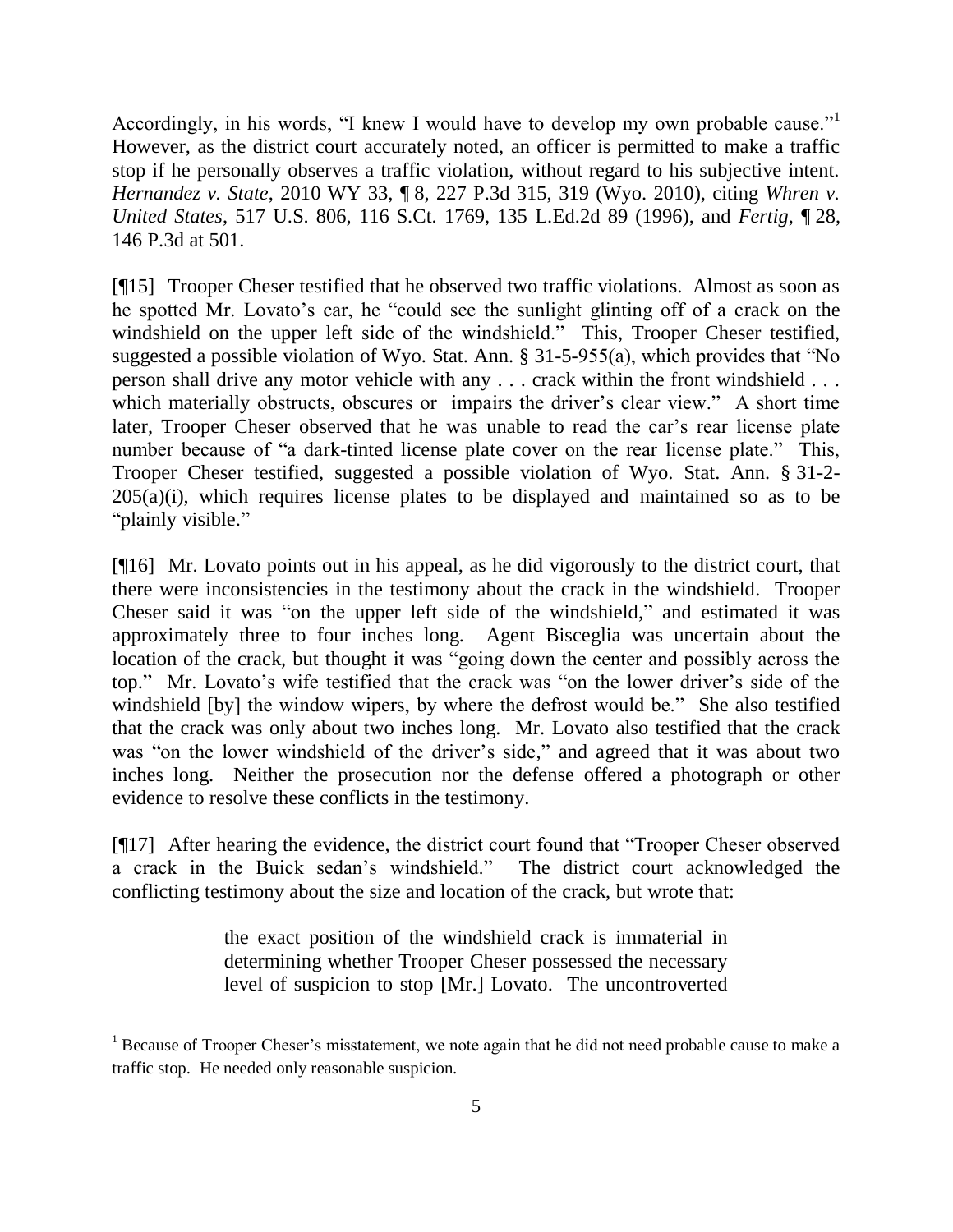Accordingly, in his words, "I knew I would have to develop my own probable cause."[1] However, as the district court accurately noted, an officer is permitted to make a traffic stop if he personally observes a traffic violation, without regard to his subjective intent. *Hernandez v. State*, 2010 WY 33, ¶ 8, 227 P.3d 315, 319 (Wyo. 2010), citing *Whren v. United States*, 517 U.S. 806, 116 S.Ct. 1769, 135 L.Ed.2d 89 (1996), and *Fertig*, ¶ 28, 146 P.3d at 501.

[¶15] Trooper Cheser testified that he observed two traffic violations. Almost as soon as he spotted Mr. Lovato's car, he "could see the sunlight glinting off of a crack on the windshield on the upper left side of the windshield." This, Trooper Cheser testified, suggested a possible violation of Wyo. Stat. Ann. § 31-5-955(a), which provides that "No person shall drive any motor vehicle with any . . . crack within the front windshield . . . which materially obstructs, obscures or impairs the driver's clear view." A short time later, Trooper Cheser observed that he was unable to read the car's rear license plate number because of "a dark-tinted license plate cover on the rear license plate." This, Trooper Cheser testified, suggested a possible violation of Wyo. Stat. Ann. § 31-2-205(a)(i), which requires license plates to be displayed and maintained so as to be "plainly visible."

[¶16] Mr. Lovato points out in his appeal, as he did vigorously to the district court, that there were inconsistencies in the testimony about the crack in the windshield. Trooper Cheser said it was "on the upper left side of the windshield," and estimated it was approximately three to four inches long. Agent Bisceglia was uncertain about the location of the crack, but thought it was "going down the center and possibly across the top." Mr. Lovato's wife testified that the crack was "on the lower driver's side of the windshield [by] the window wipers, by where the defrost would be." She also testified that the crack was only about two inches long. Mr. Lovato also testified that the crack was "on the lower windshield of the driver's side," and agreed that it was about two inches long. Neither the prosecution nor the defense offered a photograph or other evidence to resolve these conflicts in the testimony.

[¶17] After hearing the evidence, the district court found that "Trooper Cheser observed a crack in the Buick sedan's windshield." The district court acknowledged the conflicting testimony about the size and location of the crack, but wrote that:

> the exact position of the windshield crack is immaterial in determining whether Trooper Cheser possessed the necessary level of suspicion to stop [Mr.] Lovato. The uncontroverted

---

[1] Because of Trooper Cheser's misstatement, we note again that he did not need probable cause to make a traffic stop. He needed only reasonable suspicion.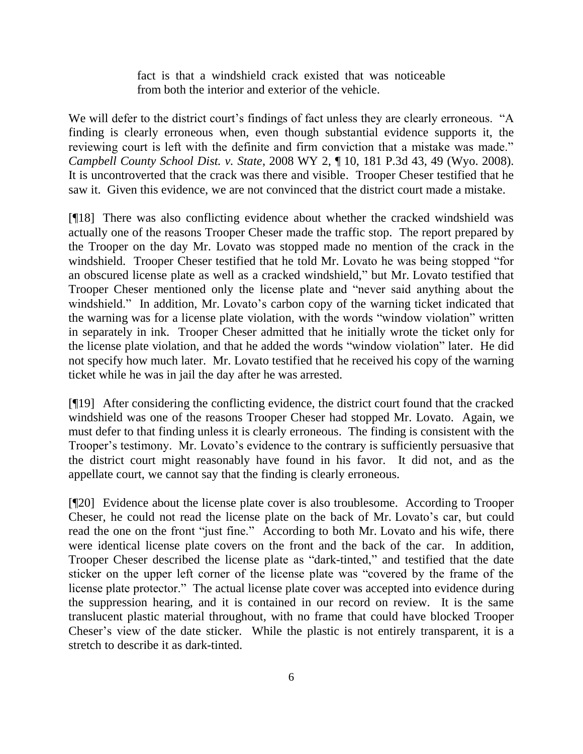> fact is that a windshield crack existed that was noticeable from both the interior and exterior of the vehicle.

We will defer to the district court's findings of fact unless they are clearly erroneous. "A finding is clearly erroneous when, even though substantial evidence supports it, the reviewing court is left with the definite and firm conviction that a mistake was made." *Campbell County School Dist. v. State*, 2008 WY 2, ¶ 10, 181 P.3d 43, 49 (Wyo. 2008). It is uncontroverted that the crack was there and visible. Trooper Cheser testified that he saw it. Given this evidence, we are not convinced that the district court made a mistake.

[¶18] There was also conflicting evidence about whether the cracked windshield was actually one of the reasons Trooper Cheser made the traffic stop. The report prepared by the Trooper on the day Mr. Lovato was stopped made no mention of the crack in the windshield. Trooper Cheser testified that he told Mr. Lovato he was being stopped "for an obscured license plate as well as a cracked windshield," but Mr. Lovato testified that Trooper Cheser mentioned only the license plate and "never said anything about the windshield." In addition, Mr. Lovato's carbon copy of the warning ticket indicated that the warning was for a license plate violation, with the words "window violation" written in separately in ink. Trooper Cheser admitted that he initially wrote the ticket only for the license plate violation, and that he added the words "window violation" later. He did not specify how much later. Mr. Lovato testified that he received his copy of the warning ticket while he was in jail the day after he was arrested.

[¶19] After considering the conflicting evidence, the district court found that the cracked windshield was one of the reasons Trooper Cheser had stopped Mr. Lovato. Again, we must defer to that finding unless it is clearly erroneous. The finding is consistent with the Trooper's testimony. Mr. Lovato's evidence to the contrary is sufficiently persuasive that the district court might reasonably have found in his favor. It did not, and as the appellate court, we cannot say that the finding is clearly erroneous.

[¶20] Evidence about the license plate cover is also troublesome. According to Trooper Cheser, he could not read the license plate on the back of Mr. Lovato's car, but could read the one on the front "just fine." According to both Mr. Lovato and his wife, there were identical license plate covers on the front and the back of the car. In addition, Trooper Cheser described the license plate as "dark-tinted," and testified that the date sticker on the upper left corner of the license plate was "covered by the frame of the license plate protector." The actual license plate cover was accepted into evidence during the suppression hearing, and it is contained in our record on review. It is the same translucent plastic material throughout, with no frame that could have blocked Trooper Cheser's view of the date sticker. While the plastic is not entirely transparent, it is a stretch to describe it as dark-tinted.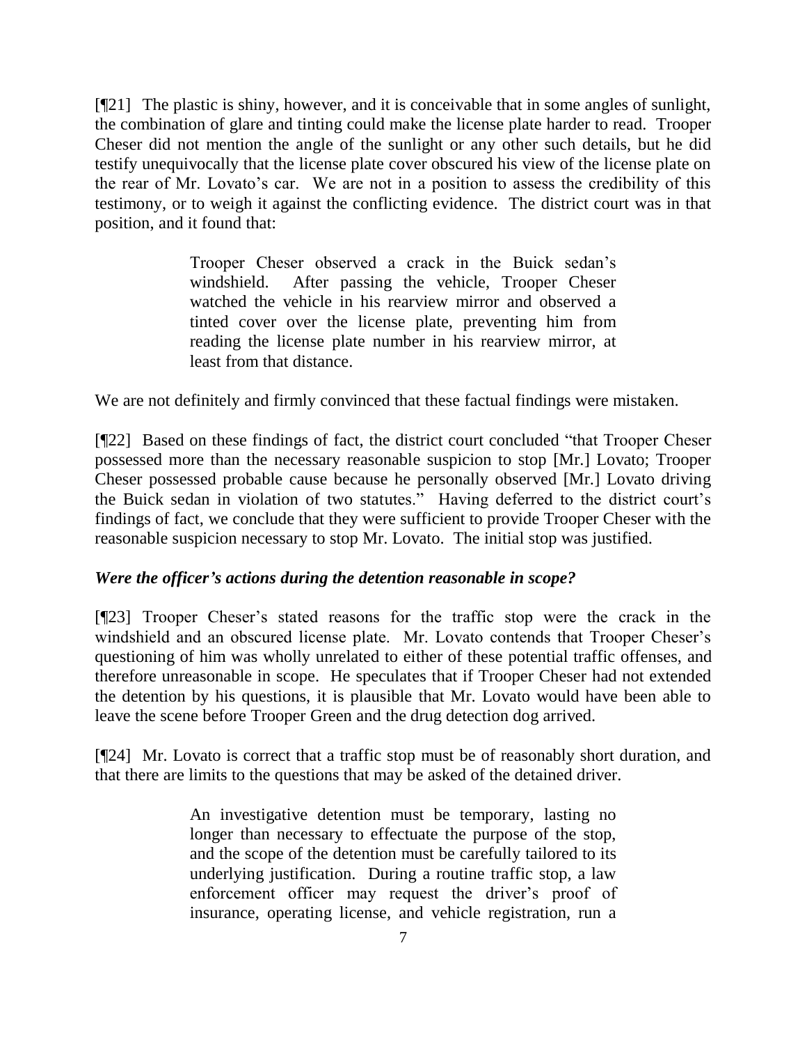[¶21] The plastic is shiny, however, and it is conceivable that in some angles of sunlight, the combination of glare and tinting could make the license plate harder to read. Trooper Cheser did not mention the angle of the sunlight or any other such details, but he did testify unequivocally that the license plate cover obscured his view of the license plate on the rear of Mr. Lovato's car. We are not in a position to assess the credibility of this testimony, or to weigh it against the conflicting evidence. The district court was in that position, and it found that:

> Trooper Cheser observed a crack in the Buick sedan's windshield. After passing the vehicle, Trooper Cheser watched the vehicle in his rearview mirror and observed a tinted cover over the license plate, preventing him from reading the license plate number in his rearview mirror, at least from that distance.

We are not definitely and firmly convinced that these factual findings were mistaken.

[¶22] Based on these findings of fact, the district court concluded "that Trooper Cheser possessed more than the necessary reasonable suspicion to stop [Mr.] Lovato; Trooper Cheser possessed probable cause because he personally observed [Mr.] Lovato driving the Buick sedan in violation of two statutes." Having deferred to the district court's findings of fact, we conclude that they were sufficient to provide Trooper Cheser with the reasonable suspicion necessary to stop Mr. Lovato. The initial stop was justified.

### ***Were the officer's actions during the detention reasonable in scope?***

[¶23] Trooper Cheser's stated reasons for the traffic stop were the crack in the windshield and an obscured license plate. Mr. Lovato contends that Trooper Cheser's questioning of him was wholly unrelated to either of these potential traffic offenses, and therefore unreasonable in scope. He speculates that if Trooper Cheser had not extended the detention by his questions, it is plausible that Mr. Lovato would have been able to leave the scene before Trooper Green and the drug detection dog arrived.

[¶24] Mr. Lovato is correct that a traffic stop must be of reasonably short duration, and that there are limits to the questions that may be asked of the detained driver.

> An investigative detention must be temporary, lasting no longer than necessary to effectuate the purpose of the stop, and the scope of the detention must be carefully tailored to its underlying justification. During a routine traffic stop, a law enforcement officer may request the driver's proof of insurance, operating license, and vehicle registration, run a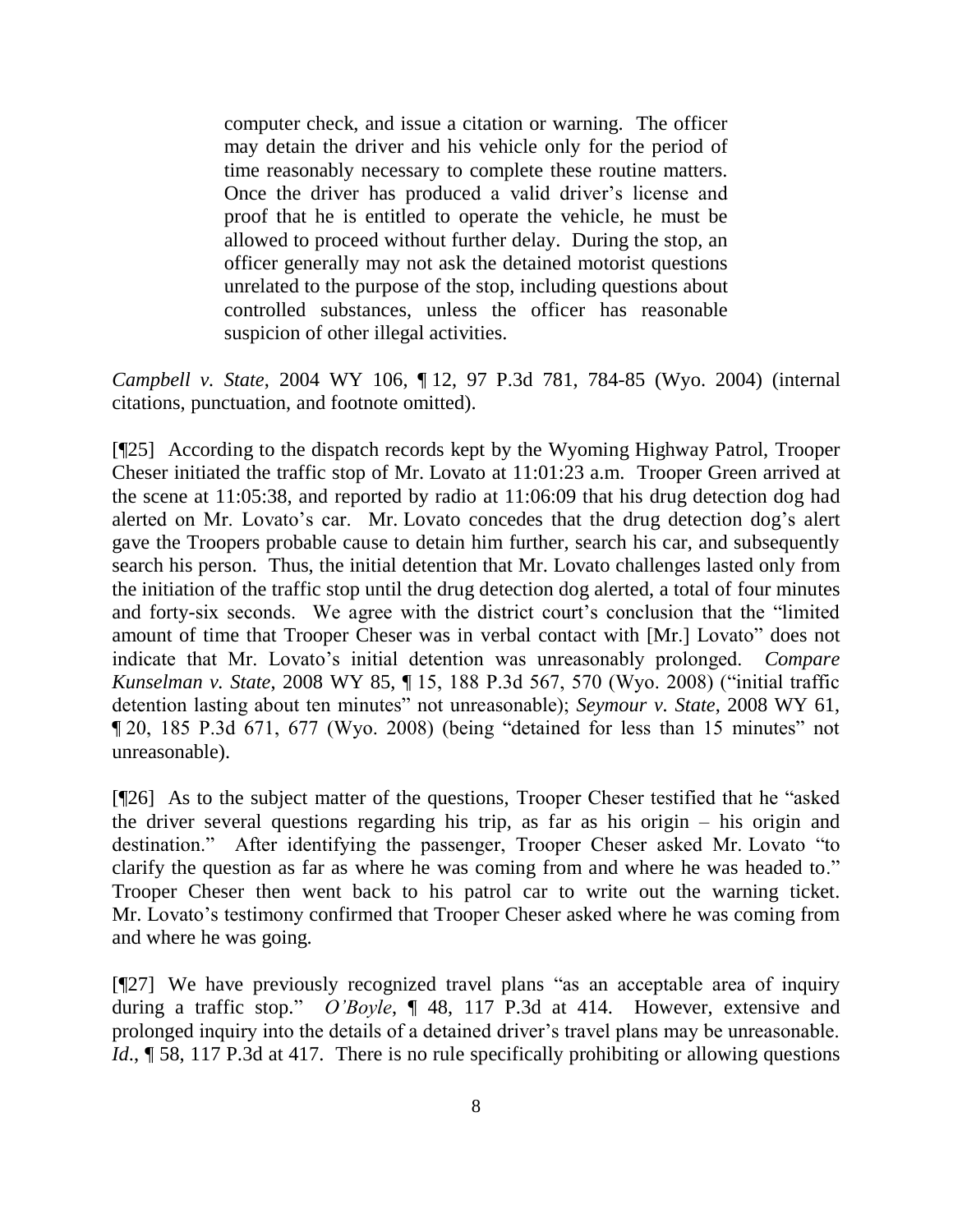> computer check, and issue a citation or warning. The officer may detain the driver and his vehicle only for the period of time reasonably necessary to complete these routine matters. Once the driver has produced a valid driver's license and proof that he is entitled to operate the vehicle, he must be allowed to proceed without further delay. During the stop, an officer generally may not ask the detained motorist questions unrelated to the purpose of the stop, including questions about controlled substances, unless the officer has reasonable suspicion of other illegal activities.

*Campbell v. State*, 2004 WY 106, ¶ 12, 97 P.3d 781, 784-85 (Wyo. 2004) (internal citations, punctuation, and footnote omitted).

[¶25] According to the dispatch records kept by the Wyoming Highway Patrol, Trooper Cheser initiated the traffic stop of Mr. Lovato at 11:01:23 a.m. Trooper Green arrived at the scene at 11:05:38, and reported by radio at 11:06:09 that his drug detection dog had alerted on Mr. Lovato's car. Mr. Lovato concedes that the drug detection dog's alert gave the Troopers probable cause to detain him further, search his car, and subsequently search his person. Thus, the initial detention that Mr. Lovato challenges lasted only from the initiation of the traffic stop until the drug detection dog alerted, a total of four minutes and forty-six seconds. We agree with the district court's conclusion that the "limited amount of time that Trooper Cheser was in verbal contact with [Mr.] Lovato" does not indicate that Mr. Lovato's initial detention was unreasonably prolonged. *Compare Kunselman v. State*, 2008 WY 85, ¶ 15, 188 P.3d 567, 570 (Wyo. 2008) ("initial traffic detention lasting about ten minutes" not unreasonable); *Seymour v. State*, 2008 WY 61, ¶ 20, 185 P.3d 671, 677 (Wyo. 2008) (being "detained for less than 15 minutes" not unreasonable).

[¶26] As to the subject matter of the questions, Trooper Cheser testified that he "asked the driver several questions regarding his trip, as far as his origin – his origin and destination." After identifying the passenger, Trooper Cheser asked Mr. Lovato "to clarify the question as far as where he was coming from and where he was headed to." Trooper Cheser then went back to his patrol car to write out the warning ticket. Mr. Lovato's testimony confirmed that Trooper Cheser asked where he was coming from and where he was going.

[¶27] We have previously recognized travel plans "as an acceptable area of inquiry during a traffic stop." *O'Boyle*, ¶ 48, 117 P.3d at 414. However, extensive and prolonged inquiry into the details of a detained driver's travel plans may be unreasonable. *Id.*, ¶ 58, 117 P.3d at 417. There is no rule specifically prohibiting or allowing questions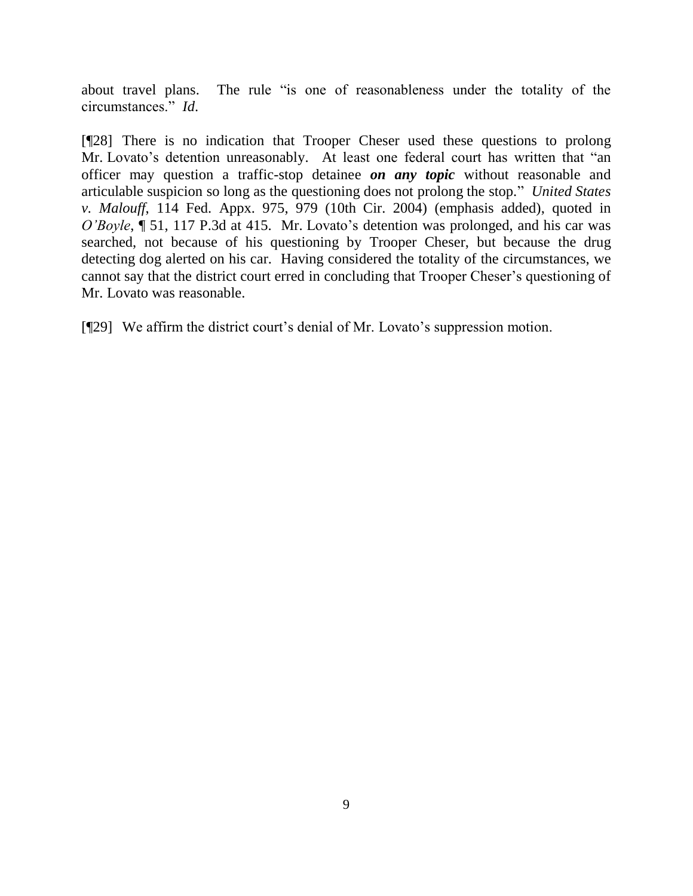about travel plans. The rule "is one of reasonableness under the totality of the circumstances." *Id.*

[¶28] There is no indication that Trooper Cheser used these questions to prolong Mr. Lovato's detention unreasonably. At least one federal court has written that "an officer may question a traffic-stop detainee ***on any topic*** without reasonable and articulable suspicion so long as the questioning does not prolong the stop." *United States v. Malouff*, 114 Fed. Appx. 975, 979 (10th Cir. 2004) (emphasis added), quoted in *O'Boyle*, ¶ 51, 117 P.3d at 415. Mr. Lovato's detention was prolonged, and his car was searched, not because of his questioning by Trooper Cheser, but because the drug detecting dog alerted on his car. Having considered the totality of the circumstances, we cannot say that the district court erred in concluding that Trooper Cheser's questioning of Mr. Lovato was reasonable.

[¶29] We affirm the district court's denial of Mr. Lovato's suppression motion.